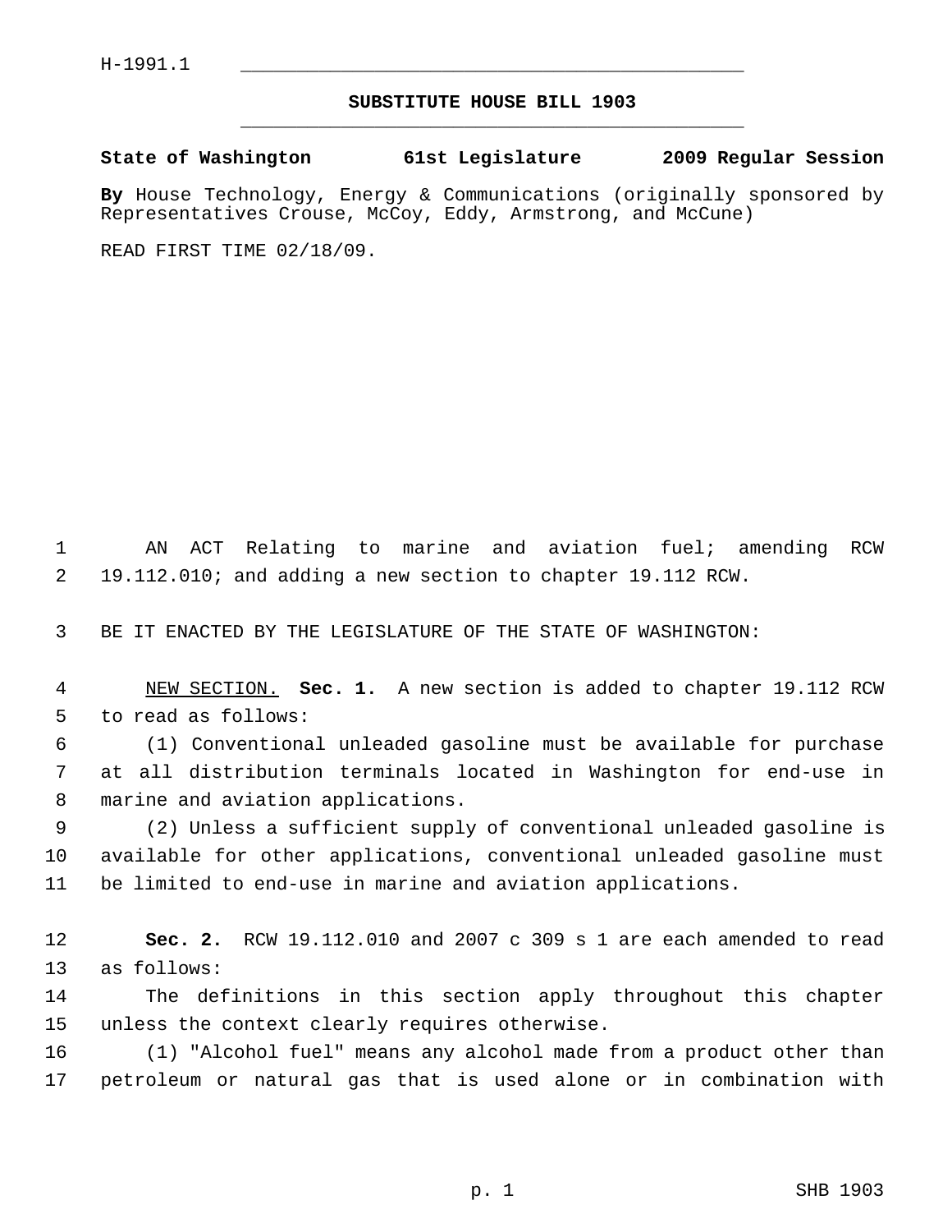H-1991.1

# SUBSTITUTE HOUSE BILL 1903

**State of Washington 61st Legislature 2009 Regular Session**

**By** House Technology, Energy & Communications (originally sponsored by Representatives Crouse, McCoy, Eddy, Armstrong, and McCune)

READ FIRST TIME 02/18/09.

AN ACT Relating to marine and aviation fuel; amending RCW 19.112.010; and adding a new section to chapter 19.112 RCW.

BE IT ENACTED BY THE LEGISLATURE OF THE STATE OF WASHINGTON:

NEW SECTION. **Sec. 1.** A new section is added to chapter 19.112 RCW to read as follows:

(1) Conventional unleaded gasoline must be available for purchase at all distribution terminals located in Washington for end-use in marine and aviation applications.

(2) Unless a sufficient supply of conventional unleaded gasoline is available for other applications, conventional unleaded gasoline must be limited to end-use in marine and aviation applications.

**Sec. 2.** RCW 19.112.010 and 2007 c 309 s 1 are each amended to read as follows:

The definitions in this section apply throughout this chapter unless the context clearly requires otherwise.

(1) "Alcohol fuel" means any alcohol made from a product other than petroleum or natural gas that is used alone or in combination with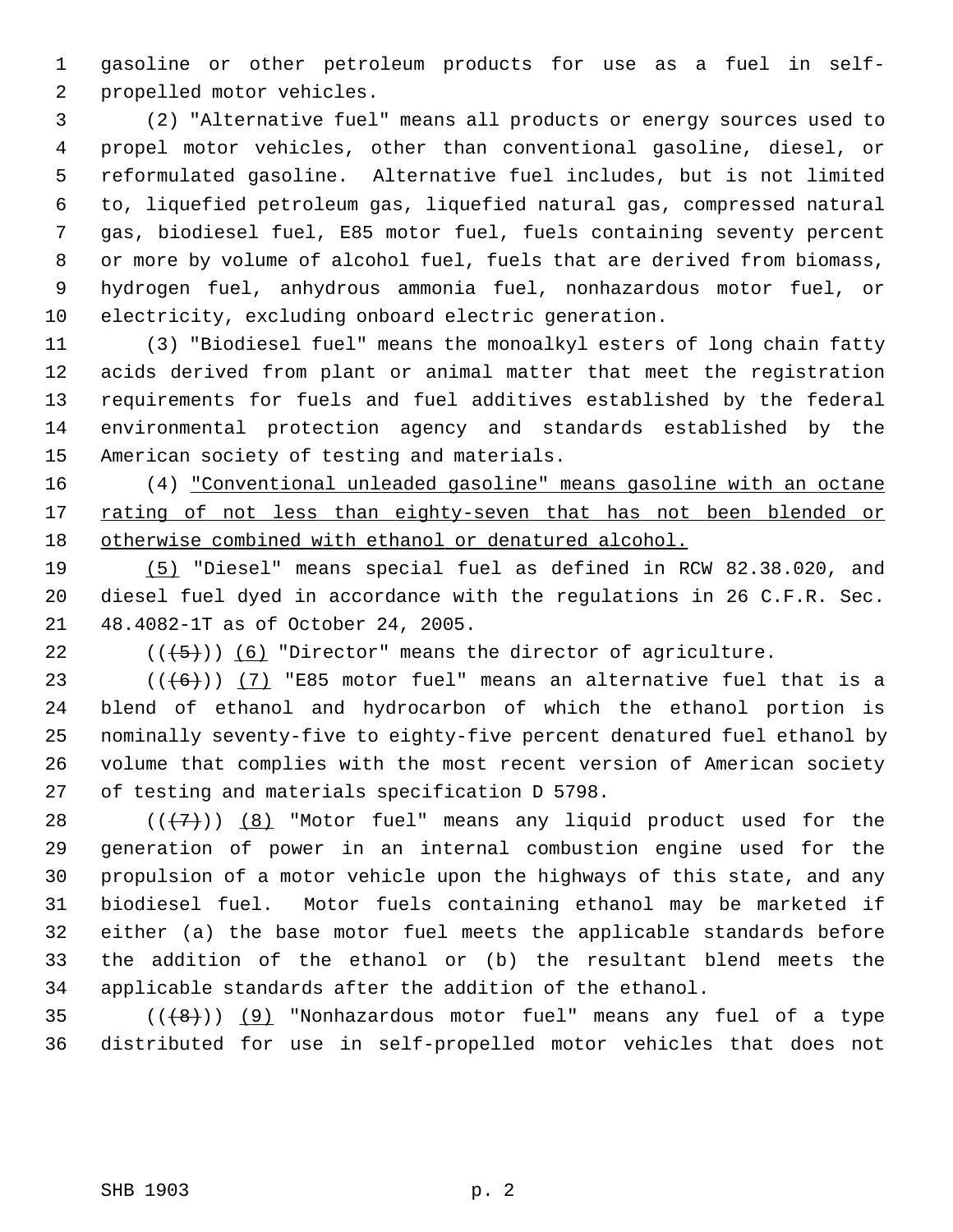gasoline or other petroleum products for use as a fuel in self-propelled motor vehicles.

(2) "Alternative fuel" means all products or energy sources used to propel motor vehicles, other than conventional gasoline, diesel, or reformulated gasoline. Alternative fuel includes, but is not limited to, liquefied petroleum gas, liquefied natural gas, compressed natural gas, biodiesel fuel, E85 motor fuel, fuels containing seventy percent or more by volume of alcohol fuel, fuels that are derived from biomass, hydrogen fuel, anhydrous ammonia fuel, nonhazardous motor fuel, or electricity, excluding onboard electric generation.

(3) "Biodiesel fuel" means the monoalkyl esters of long chain fatty acids derived from plant or animal matter that meet the registration requirements for fuels and fuel additives established by the federal environmental protection agency and standards established by the American society of testing and materials.

(4) "Conventional unleaded gasoline" means gasoline with an octane rating of not less than eighty-seven that has not been blended or otherwise combined with ethanol or denatured alcohol.

(5) "Diesel" means special fuel as defined in RCW 82.38.020, and diesel fuel dyed in accordance with the regulations in 26 C.F.R. Sec. 48.4082-1T as of October 24, 2005.

((~~(5)~~)) (6) "Director" means the director of agriculture.

((~~(6)~~)) (7) "E85 motor fuel" means an alternative fuel that is a blend of ethanol and hydrocarbon of which the ethanol portion is nominally seventy-five to eighty-five percent denatured fuel ethanol by volume that complies with the most recent version of American society of testing and materials specification D 5798.

((~~(7)~~)) (8) "Motor fuel" means any liquid product used for the generation of power in an internal combustion engine used for the propulsion of a motor vehicle upon the highways of this state, and any biodiesel fuel. Motor fuels containing ethanol may be marketed if either (a) the base motor fuel meets the applicable standards before the addition of the ethanol or (b) the resultant blend meets the applicable standards after the addition of the ethanol.

((~~(8)~~)) (9) "Nonhazardous motor fuel" means any fuel of a type distributed for use in self-propelled motor vehicles that does not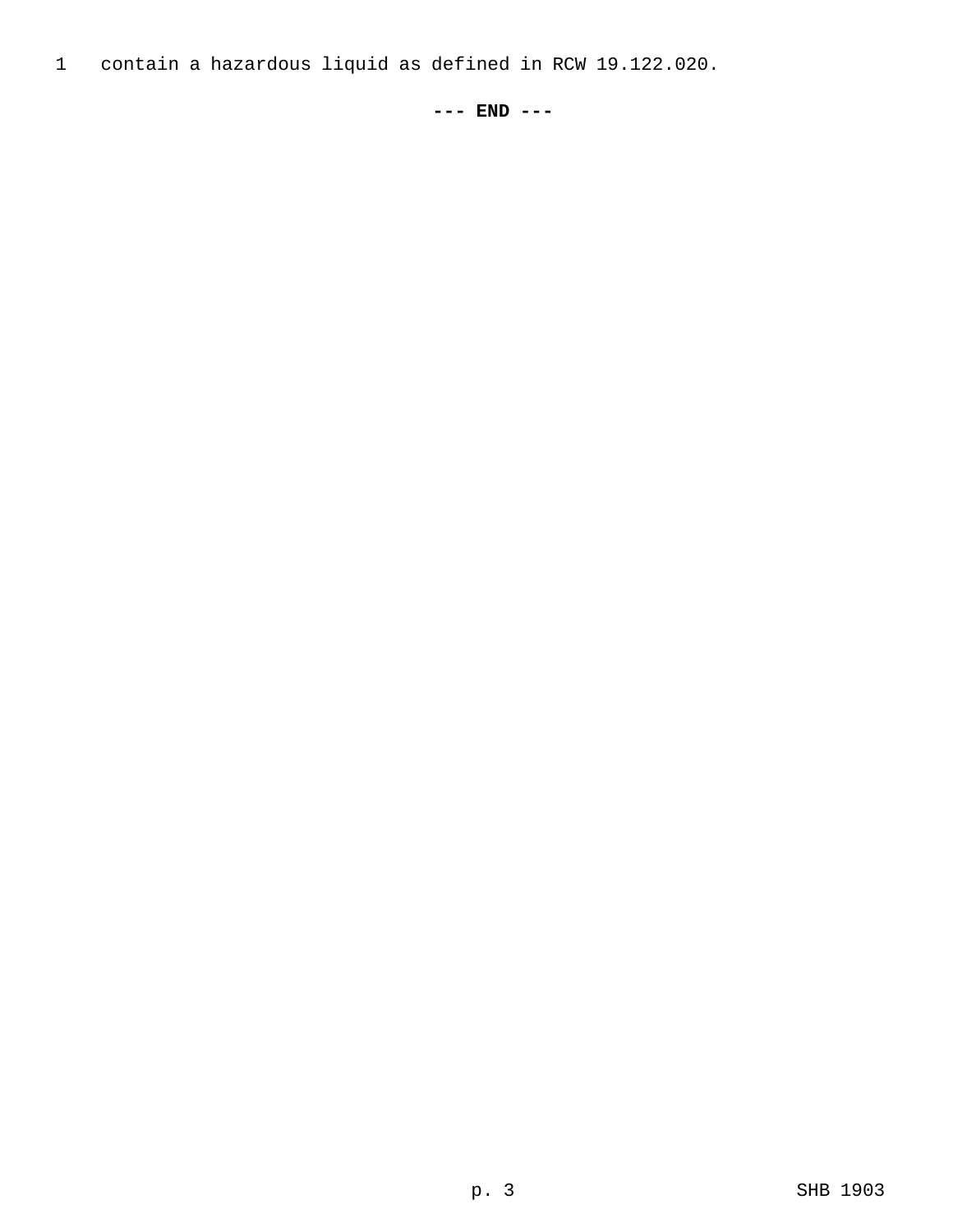contain a hazardous liquid as defined in RCW 19.122.020.

**--- END ---**